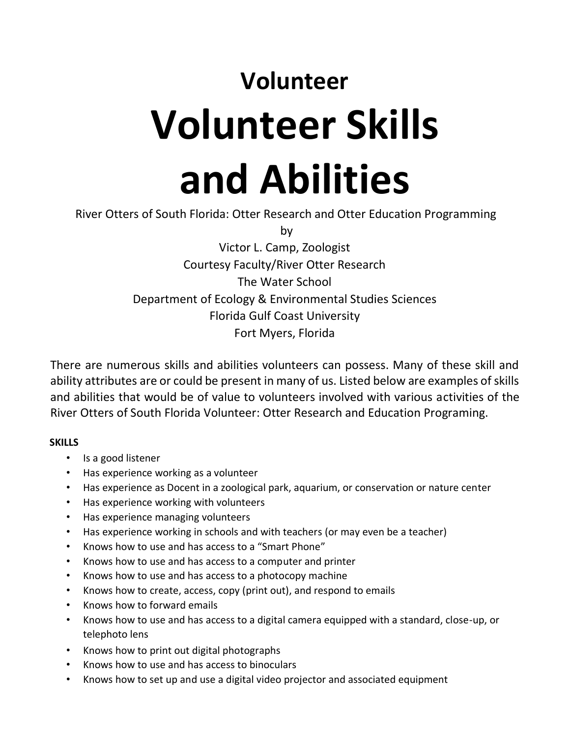## Volunteer

# Volunteer Skills and Abilities

River Otters of South Florida: Otter Research and Otter Education Programming

by

Victor L. Camp, Zoologist

Courtesy Faculty/River Otter Research

The Water School

Department of Ecology & Environmental Studies Sciences

Florida Gulf Coast University

Fort Myers, Florida

There are numerous skills and abilities volunteers can possess. Many of these skill and ability attributes are or could be present in many of us. Listed below are examples of skills and abilities that would be of value to volunteers involved with various activities of the River Otters of South Florida Volunteer: Otter Research and Education Programing.

**SKILLS**

- Is a good listener
- Has experience working as a volunteer
- Has experience as Docent in a zoological park, aquarium, or conservation or nature center
- Has experience working with volunteers
- Has experience managing volunteers
- Has experience working in schools and with teachers (or may even be a teacher)
- Knows how to use and has access to a "Smart Phone"
- Knows how to use and has access to a computer and printer
- Knows how to use and has access to a photocopy machine
- Knows how to create, access, copy (print out), and respond to emails
- Knows how to forward emails
- Knows how to use and has access to a digital camera equipped with a standard, close-up, or telephoto lens
- Knows how to print out digital photographs
- Knows how to use and has access to binoculars
- Knows how to set up and use a digital video projector and associated equipment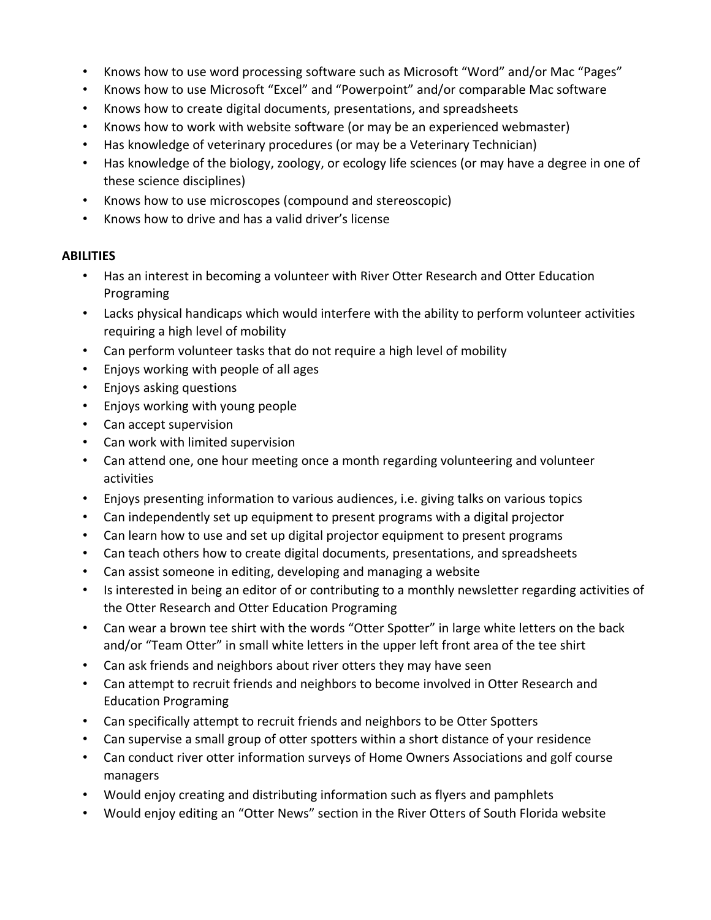- Knows how to use word processing software such as Microsoft "Word" and/or Mac "Pages"
- Knows how to use Microsoft "Excel" and "Powerpoint" and/or comparable Mac software
- Knows how to create digital documents, presentations, and spreadsheets
- Knows how to work with website software (or may be an experienced webmaster)
- Has knowledge of veterinary procedures (or may be a Veterinary Technician)
- Has knowledge of the biology, zoology, or ecology life sciences (or may have a degree in one of these science disciplines)
- Knows how to use microscopes (compound and stereoscopic)
- Knows how to drive and has a valid driver's license

**ABILITIES**

- Has an interest in becoming a volunteer with River Otter Research and Otter Education Programing
- Lacks physical handicaps which would interfere with the ability to perform volunteer activities requiring a high level of mobility
- Can perform volunteer tasks that do not require a high level of mobility
- Enjoys working with people of all ages
- Enjoys asking questions
- Enjoys working with young people
- Can accept supervision
- Can work with limited supervision
- Can attend one, one hour meeting once a month regarding volunteering and volunteer activities
- Enjoys presenting information to various audiences, i.e. giving talks on various topics
- Can independently set up equipment to present programs with a digital projector
- Can learn how to use and set up digital projector equipment to present programs
- Can teach others how to create digital documents, presentations, and spreadsheets
- Can assist someone in editing, developing and managing a website
- Is interested in being an editor of or contributing to a monthly newsletter regarding activities of the Otter Research and Otter Education Programing
- Can wear a brown tee shirt with the words "Otter Spotter" in large white letters on the back and/or "Team Otter" in small white letters in the upper left front area of the tee shirt
- Can ask friends and neighbors about river otters they may have seen
- Can attempt to recruit friends and neighbors to become involved in Otter Research and Education Programing
- Can specifically attempt to recruit friends and neighbors to be Otter Spotters
- Can supervise a small group of otter spotters within a short distance of your residence
- Can conduct river otter information surveys of Home Owners Associations and golf course managers
- Would enjoy creating and distributing information such as flyers and pamphlets
- Would enjoy editing an "Otter News" section in the River Otters of South Florida website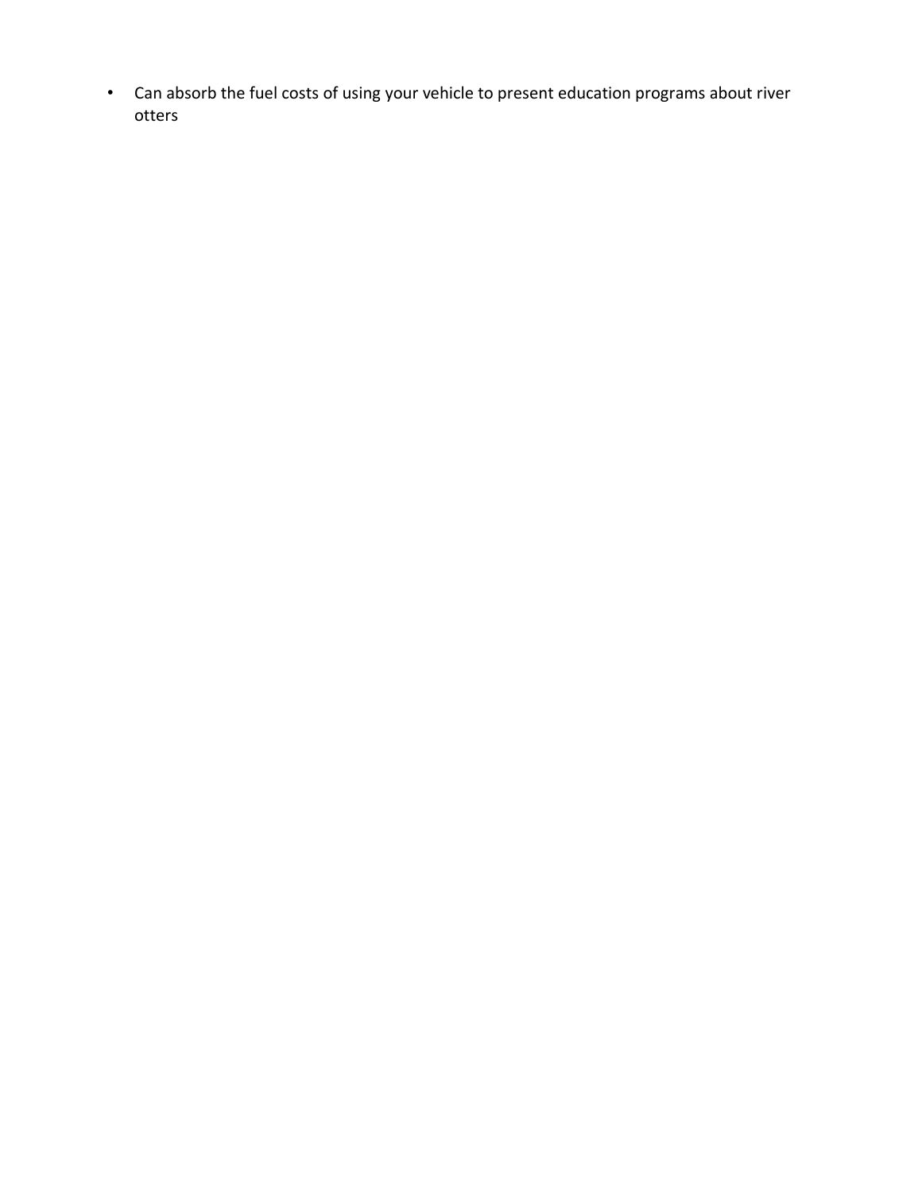- Can absorb the fuel costs of using your vehicle to present education programs about river otters